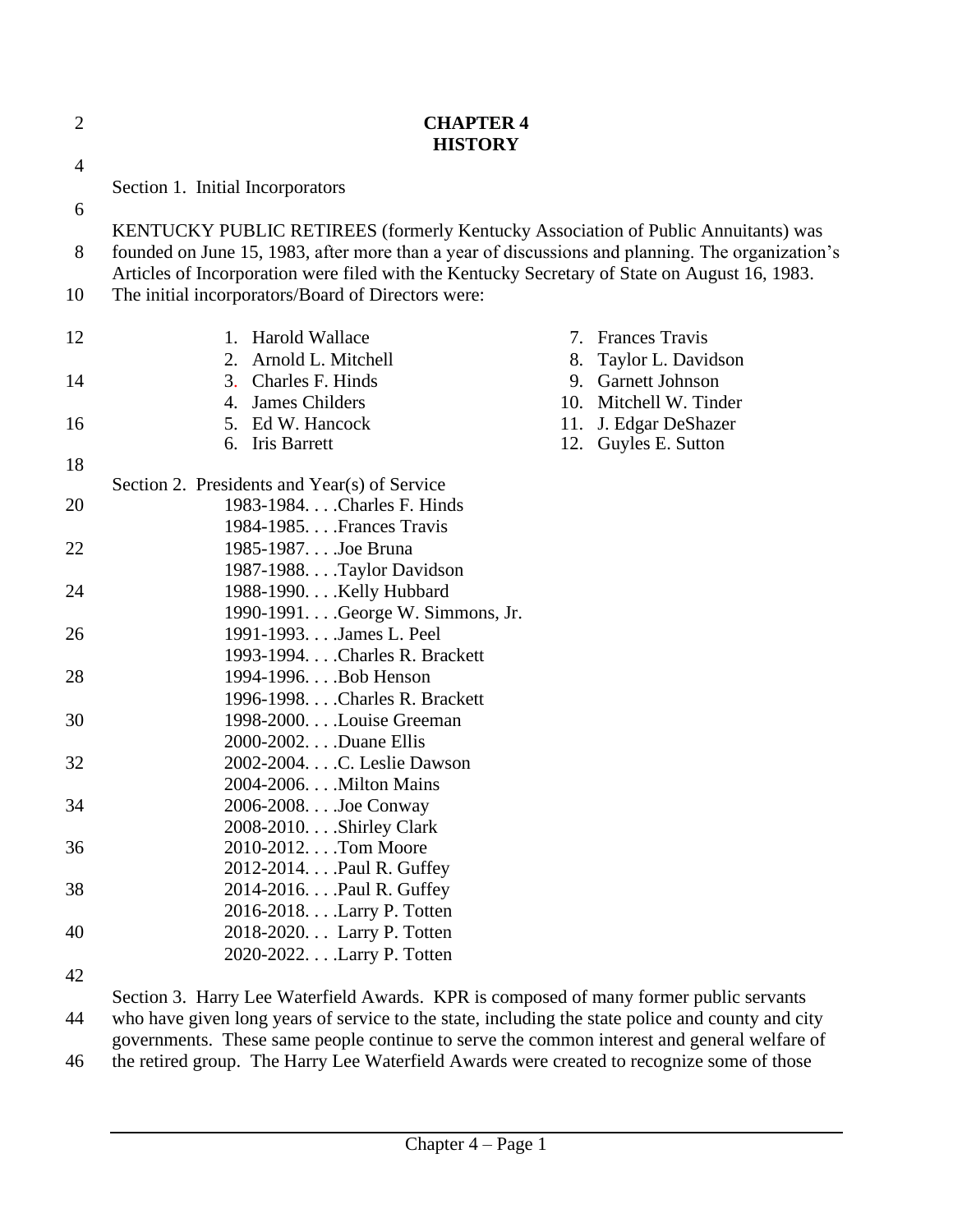# CHAPTER 4
# HISTORY

Section 1. Initial Incorporators

KENTUCKY PUBLIC RETIREES (formerly Kentucky Association of Public Annuitants) was founded on June 15, 1983, after more than a year of discussions and planning. The organization's Articles of Incorporation were filed with the Kentucky Secretary of State on August 16, 1983. The initial incorporators/Board of Directors were:

1. Harold Wallace
2. Arnold L. Mitchell
3. Charles F. Hinds
4. James Childers
5. Ed W. Hancock
6. Iris Barrett
7. Frances Travis
8. Taylor L. Davidson
9. Garnett Johnson
10. Mitchell W. Tinder
11. J. Edgar DeShazer
12. Guyles E. Sutton

Section 2. Presidents and Year(s) of Service

1983-1984. . . .Charles F. Hinds
1984-1985. . . .Frances Travis
1985-1987. . . .Joe Bruna
1987-1988. . . .Taylor Davidson
1988-1990. . . .Kelly Hubbard
1990-1991. . . .George W. Simmons, Jr.
1991-1993. . . .James L. Peel
1993-1994. . . .Charles R. Brackett
1994-1996. . . .Bob Henson
1996-1998. . . .Charles R. Brackett
1998-2000. . . .Louise Greeman
2000-2002. . . .Duane Ellis
2002-2004. . . .C. Leslie Dawson
2004-2006. . . .Milton Mains
2006-2008. . . .Joe Conway
2008-2010. . . .Shirley Clark
2010-2012. . . .Tom Moore
2012-2014. . . .Paul R. Guffey
2014-2016. . . .Paul R. Guffey
2016-2018. . . .Larry P. Totten
2018-2020. . . Larry P. Totten
2020-2022. . . .Larry P. Totten

Section 3. Harry Lee Waterfield Awards. KPR is composed of many former public servants who have given long years of service to the state, including the state police and county and city governments. These same people continue to serve the common interest and general welfare of the retired group. The Harry Lee Waterfield Awards were created to recognize some of those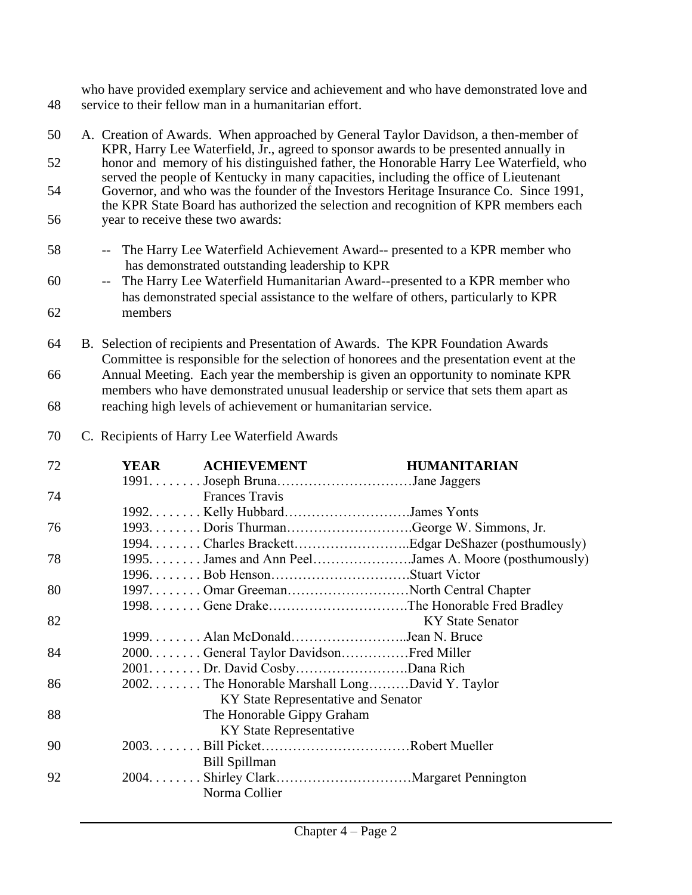who have provided exemplary service and achievement and who have demonstrated love and service to their fellow man in a humanitarian effort.

A. Creation of Awards. When approached by General Taylor Davidson, a then-member of KPR, Harry Lee Waterfield, Jr., agreed to sponsor awards to be presented annually in honor and memory of his distinguished father, the Honorable Harry Lee Waterfield, who served the people of Kentucky in many capacities, including the office of Lieutenant Governor, and who was the founder of the Investors Heritage Insurance Co. Since 1991, the KPR State Board has authorized the selection and recognition of KPR members each year to receive these two awards:

- -- The Harry Lee Waterfield Achievement Award-- presented to a KPR member who has demonstrated outstanding leadership to KPR
- -- The Harry Lee Waterfield Humanitarian Award--presented to a KPR member who has demonstrated special assistance to the welfare of others, particularly to KPR members

B. Selection of recipients and Presentation of Awards. The KPR Foundation Awards Committee is responsible for the selection of honorees and the presentation event at the Annual Meeting. Each year the membership is given an opportunity to nominate KPR members who have demonstrated unusual leadership or service that sets them apart as reaching high levels of achievement or humanitarian service.

C. Recipients of Harry Lee Waterfield Awards

| YEAR | ACHIEVEMENT | HUMANITARIAN |
|---|---|---|
| 1991 | Joseph Bruna<br>Frances Travis | Jane Jaggers |
| 1992 | Kelly Hubbard | James Yonts |
| 1993 | Doris Thurman | George W. Simmons, Jr. |
| 1994 | Charles Brackett | Edgar DeShazer (posthumously) |
| 1995 | James and Ann Peel | James A. Moore (posthumously) |
| 1996 | Bob Henson | Stuart Victor |
| 1997 | Omar Greeman | North Central Chapter |
| 1998 | Gene Drake | The Honorable Fred Bradley<br>KY State Senator |
| 1999 | Alan McDonald | Jean N. Bruce |
| 2000 | General Taylor Davidson | Fred Miller |
| 2001 | Dr. David Cosby | Dana Rich |
| 2002 | The Honorable Marshall Long<br>KY State Representative and Senator<br>The Honorable Gippy Graham<br>KY State Representative | David Y. Taylor |
| 2003 | Bill Picket<br>Bill Spillman | Robert Mueller |
| 2004 | Shirley Clark<br>Norma Collier | Margaret Pennington |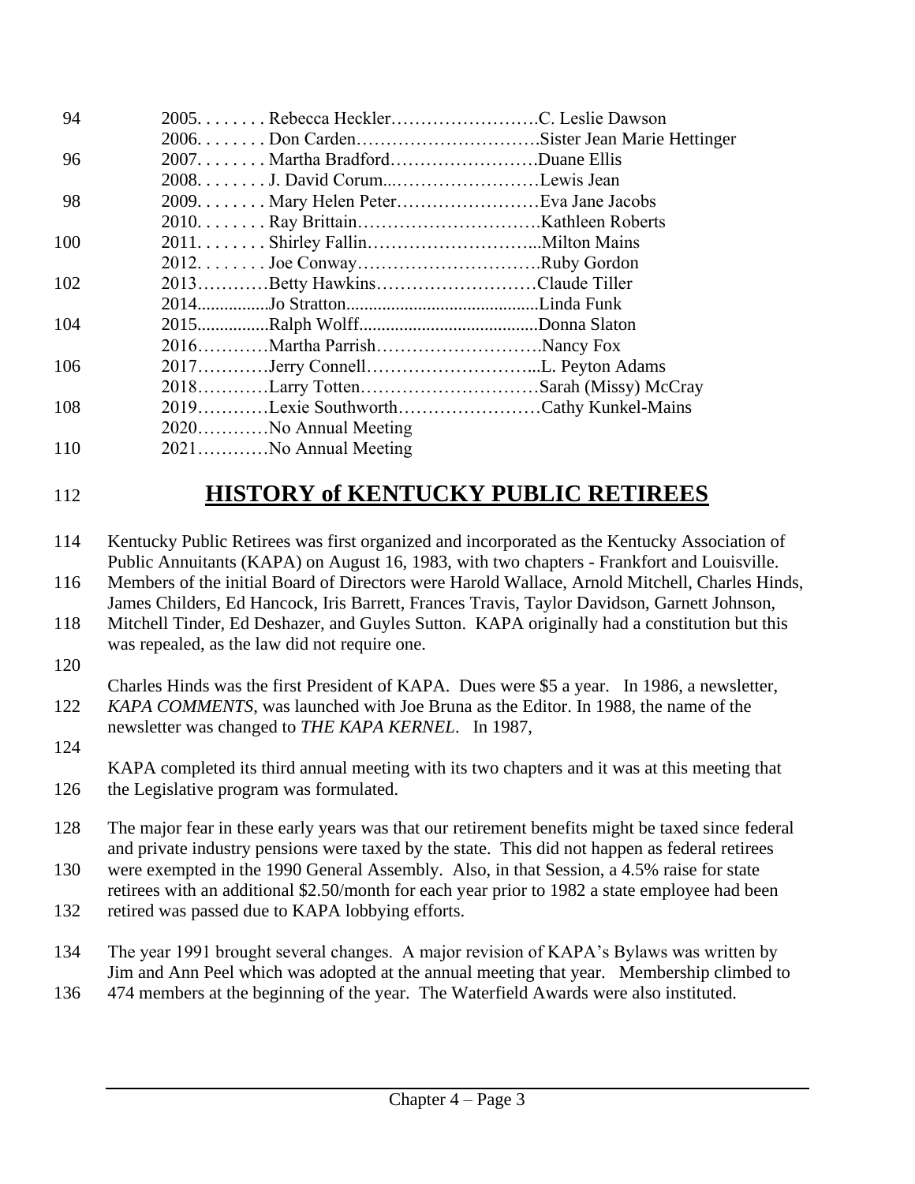2005. . . . . . . . Rebecca Heckler……………………. C. Leslie Dawson
2006. . . . . . . . Don Carden…………………………. Sister Jean Marie Hettinger
2007. . . . . . . . Martha Bradford……………………. Duane Ellis
2008. . . . . . . . J. David Corum...……………………Lewis Jean
2009. . . . . . . . Mary Helen Peter……………………Eva Jane Jacobs
2010. . . . . . . . Ray Brittain…………………………. Kathleen Roberts
2011. . . . . . . . Shirley Fallin………………………...Milton Mains
2012. . . . . . . . Joe Conway…………………………. Ruby Gordon
2013…………Betty Hawkins………………………Claude Tiller
2014................Jo Stratton..........................................Linda Funk
2015................Ralph Wolff.......................................Donna Slaton
2016…………Martha Parrish………………………. Nancy Fox
2017…………Jerry Connell………………………...L. Peyton Adams
2018…………Larry Totten…………………………Sarah (Missy) McCray
2019…………Lexie Southworth……………………Cathy Kunkel-Mains
2020…………No Annual Meeting
2021…………No Annual Meeting

## HISTORY of KENTUCKY PUBLIC RETIREES

Kentucky Public Retirees was first organized and incorporated as the Kentucky Association of Public Annuitants (KAPA) on August 16, 1983, with two chapters - Frankfort and Louisville. Members of the initial Board of Directors were Harold Wallace, Arnold Mitchell, Charles Hinds, James Childers, Ed Hancock, Iris Barrett, Frances Travis, Taylor Davidson, Garnett Johnson, Mitchell Tinder, Ed Deshazer, and Guyles Sutton. KAPA originally had a constitution but this was repealed, as the law did not require one.

Charles Hinds was the first President of KAPA. Dues were $5 a year. In 1986, a newsletter, *KAPA COMMENTS*, was launched with Joe Bruna as the Editor. In 1988, the name of the newsletter was changed to *THE KAPA KERNEL*. In 1987,

KAPA completed its third annual meeting with its two chapters and it was at this meeting that the Legislative program was formulated.

The major fear in these early years was that our retirement benefits might be taxed since federal and private industry pensions were taxed by the state. This did not happen as federal retirees were exempted in the 1990 General Assembly. Also, in that Session, a 4.5% raise for state retirees with an additional $2.50/month for each year prior to 1982 a state employee had been retired was passed due to KAPA lobbying efforts.

The year 1991 brought several changes. A major revision of KAPA's Bylaws was written by Jim and Ann Peel which was adopted at the annual meeting that year. Membership climbed to 474 members at the beginning of the year. The Waterfield Awards were also instituted.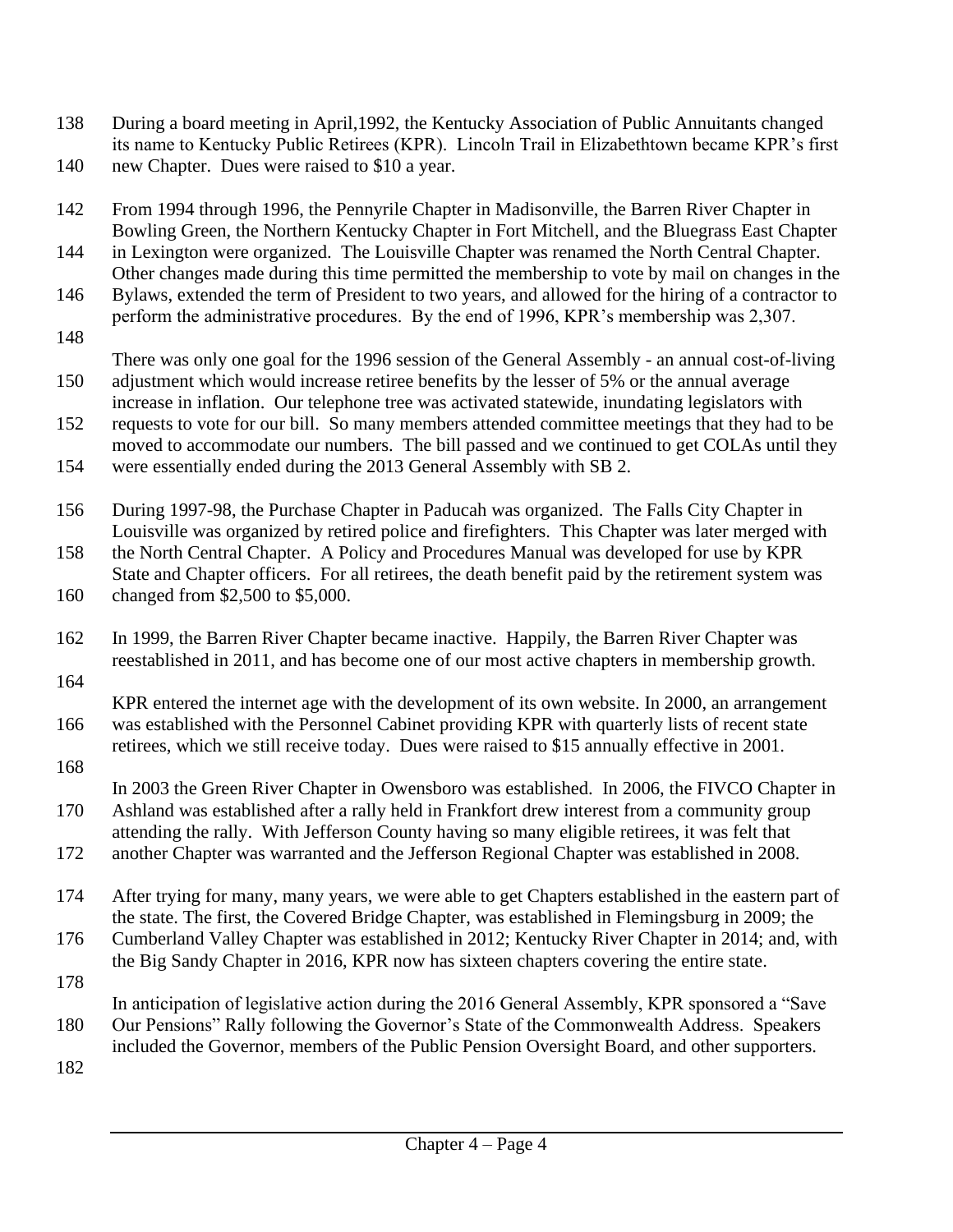During a board meeting in April,1992, the Kentucky Association of Public Annuitants changed its name to Kentucky Public Retirees (KPR). Lincoln Trail in Elizabethtown became KPR's first new Chapter. Dues were raised to $10 a year.

From 1994 through 1996, the Pennyrile Chapter in Madisonville, the Barren River Chapter in Bowling Green, the Northern Kentucky Chapter in Fort Mitchell, and the Bluegrass East Chapter in Lexington were organized. The Louisville Chapter was renamed the North Central Chapter. Other changes made during this time permitted the membership to vote by mail on changes in the Bylaws, extended the term of President to two years, and allowed for the hiring of a contractor to perform the administrative procedures. By the end of 1996, KPR's membership was 2,307.

There was only one goal for the 1996 session of the General Assembly - an annual cost-of-living adjustment which would increase retiree benefits by the lesser of 5% or the annual average increase in inflation. Our telephone tree was activated statewide, inundating legislators with requests to vote for our bill. So many members attended committee meetings that they had to be moved to accommodate our numbers. The bill passed and we continued to get COLAs until they were essentially ended during the 2013 General Assembly with SB 2.

During 1997-98, the Purchase Chapter in Paducah was organized. The Falls City Chapter in Louisville was organized by retired police and firefighters. This Chapter was later merged with the North Central Chapter. A Policy and Procedures Manual was developed for use by KPR State and Chapter officers. For all retirees, the death benefit paid by the retirement system was changed from $2,500 to $5,000.

In 1999, the Barren River Chapter became inactive. Happily, the Barren River Chapter was reestablished in 2011, and has become one of our most active chapters in membership growth.

KPR entered the internet age with the development of its own website. In 2000, an arrangement was established with the Personnel Cabinet providing KPR with quarterly lists of recent state retirees, which we still receive today. Dues were raised to $15 annually effective in 2001.

In 2003 the Green River Chapter in Owensboro was established. In 2006, the FIVCO Chapter in Ashland was established after a rally held in Frankfort drew interest from a community group attending the rally. With Jefferson County having so many eligible retirees, it was felt that another Chapter was warranted and the Jefferson Regional Chapter was established in 2008.

After trying for many, many years, we were able to get Chapters established in the eastern part of the state. The first, the Covered Bridge Chapter, was established in Flemingsburg in 2009; the Cumberland Valley Chapter was established in 2012; Kentucky River Chapter in 2014; and, with the Big Sandy Chapter in 2016, KPR now has sixteen chapters covering the entire state.

In anticipation of legislative action during the 2016 General Assembly, KPR sponsored a "Save Our Pensions" Rally following the Governor's State of the Commonwealth Address. Speakers included the Governor, members of the Public Pension Oversight Board, and other supporters.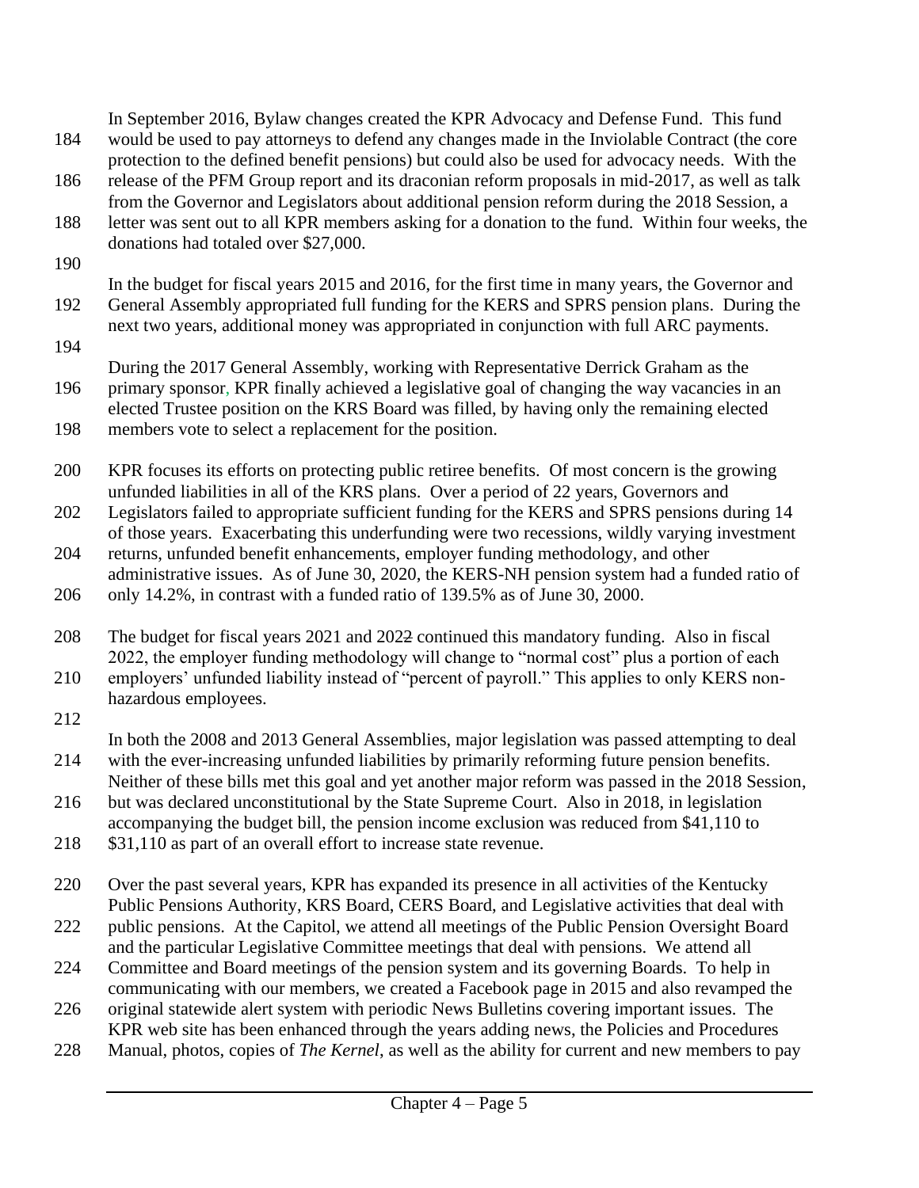In September 2016, Bylaw changes created the KPR Advocacy and Defense Fund. This fund would be used to pay attorneys to defend any changes made in the Inviolable Contract (the core protection to the defined benefit pensions) but could also be used for advocacy needs. With the release of the PFM Group report and its draconian reform proposals in mid-2017, as well as talk from the Governor and Legislators about additional pension reform during the 2018 Session, a letter was sent out to all KPR members asking for a donation to the fund. Within four weeks, the donations had totaled over $27,000.

In the budget for fiscal years 2015 and 2016, for the first time in many years, the Governor and General Assembly appropriated full funding for the KERS and SPRS pension plans. During the next two years, additional money was appropriated in conjunction with full ARC payments.

During the 2017 General Assembly, working with Representative Derrick Graham as the primary sponsor, KPR finally achieved a legislative goal of changing the way vacancies in an elected Trustee position on the KRS Board was filled, by having only the remaining elected members vote to select a replacement for the position.

KPR focuses its efforts on protecting public retiree benefits. Of most concern is the growing unfunded liabilities in all of the KRS plans. Over a period of 22 years, Governors and Legislators failed to appropriate sufficient funding for the KERS and SPRS pensions during 14 of those years. Exacerbating this underfunding were two recessions, wildly varying investment returns, unfunded benefit enhancements, employer funding methodology, and other administrative issues. As of June 30, 2020, the KERS-NH pension system had a funded ratio of only 14.2%, in contrast with a funded ratio of 139.5% as of June 30, 2000.

The budget for fiscal years 2021 and 2022 continued this mandatory funding. Also in fiscal 2022, the employer funding methodology will change to "normal cost" plus a portion of each employers' unfunded liability instead of "percent of payroll." This applies to only KERS non-hazardous employees.

In both the 2008 and 2013 General Assemblies, major legislation was passed attempting to deal with the ever-increasing unfunded liabilities by primarily reforming future pension benefits. Neither of these bills met this goal and yet another major reform was passed in the 2018 Session, but was declared unconstitutional by the State Supreme Court. Also in 2018, in legislation accompanying the budget bill, the pension income exclusion was reduced from $41,110 to $31,110 as part of an overall effort to increase state revenue.

Over the past several years, KPR has expanded its presence in all activities of the Kentucky Public Pensions Authority, KRS Board, CERS Board, and Legislative activities that deal with public pensions. At the Capitol, we attend all meetings of the Public Pension Oversight Board and the particular Legislative Committee meetings that deal with pensions. We attend all Committee and Board meetings of the pension system and its governing Boards. To help in communicating with our members, we created a Facebook page in 2015 and also revamped the original statewide alert system with periodic News Bulletins covering important issues. The KPR web site has been enhanced through the years adding news, the Policies and Procedures Manual, photos, copies of *The Kernel*, as well as the ability for current and new members to pay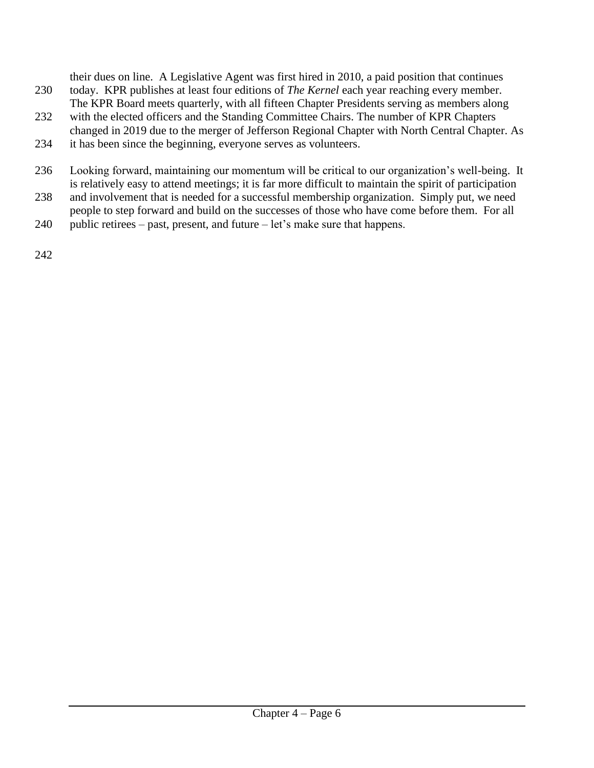their dues on line. A Legislative Agent was first hired in 2010, a paid position that continues today. KPR publishes at least four editions of *The Kernel* each year reaching every member. The KPR Board meets quarterly, with all fifteen Chapter Presidents serving as members along with the elected officers and the Standing Committee Chairs. The number of KPR Chapters changed in 2019 due to the merger of Jefferson Regional Chapter with North Central Chapter. As it has been since the beginning, everyone serves as volunteers.

Looking forward, maintaining our momentum will be critical to our organization's well-being. It is relatively easy to attend meetings; it is far more difficult to maintain the spirit of participation and involvement that is needed for a successful membership organization. Simply put, we need people to step forward and build on the successes of those who have come before them. For all public retirees – past, present, and future – let's make sure that happens.